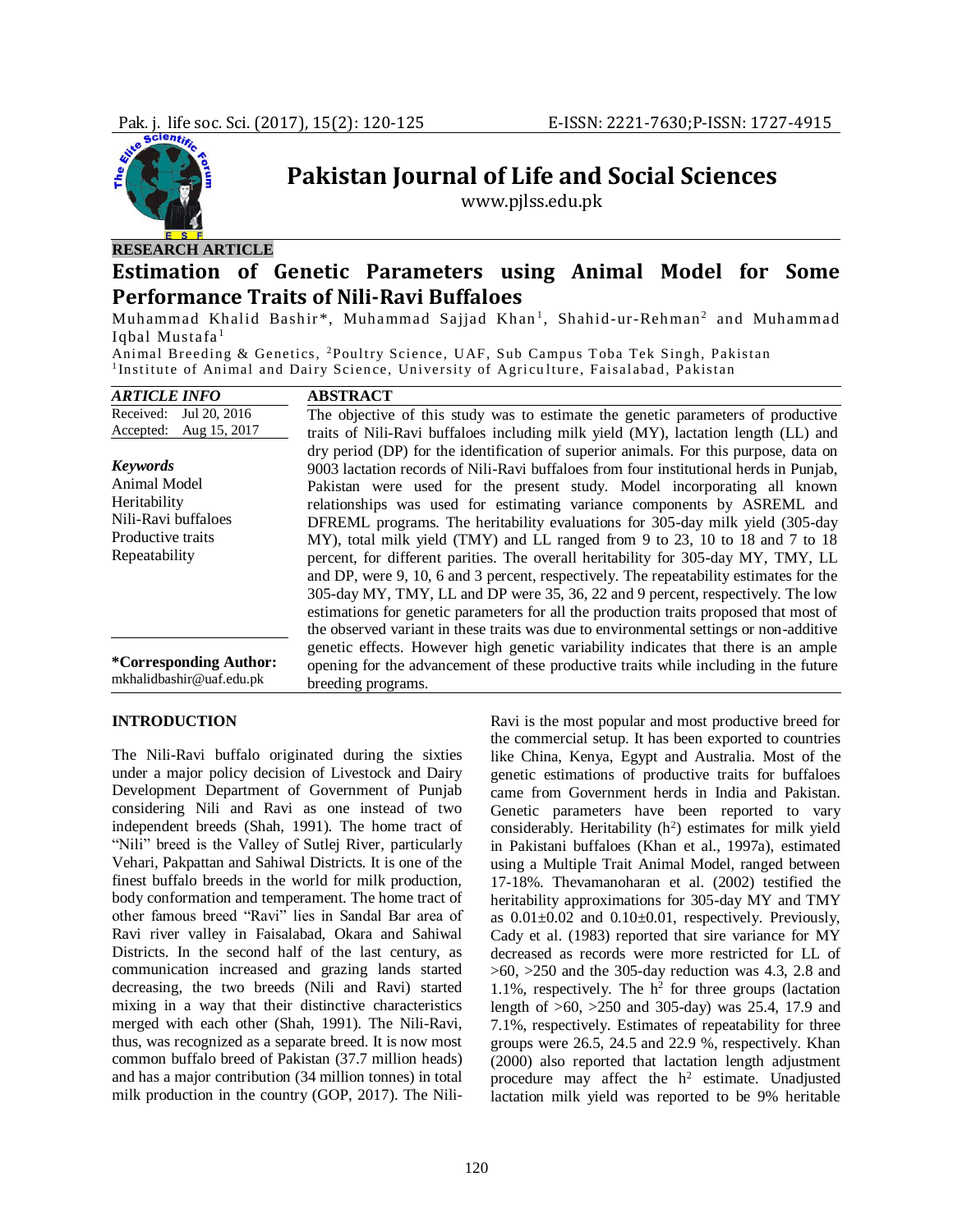RESEARCH ARTICLE

# Estimation of Genetic Parameters using Animal Model for Some Performance Traits of Nili-Ravi Buffaloes

Muhammad Khalid Bashir*, Muhammad Sajjad Khan[1], Shahid-ur-Rehman[2] and Muhammad Iqbal Mustafa[1]

Animal Breeding & Genetics, [2]Poultry Science, UAF, Sub Campus Toba Tek Singh, Pakistan
[1]Institute of Animal and Dairy Science, University of Agriculture, Faisalabad, Pakistan

| ARTICLE INFO | |
|---|---|
| Received: | Jul 20, 2016 |
| Accepted: | Aug 15, 2017 |

**Keywords**
Animal Model
Heritability
Nili-Ravi buffaloes
Productive traits
Repeatability

**\*Corresponding Author:**
mkhalidbashir@uaf.edu.pk

## ABSTRACT

The objective of this study was to estimate the genetic parameters of productive traits of Nili-Ravi buffaloes including milk yield (MY), lactation length (LL) and dry period (DP) for the identification of superior animals. For this purpose, data on 9003 lactation records of Nili-Ravi buffaloes from four institutional herds in Punjab, Pakistan were used for the present study. Model incorporating all known relationships was used for estimating variance components by ASREML and DFREML programs. The heritability evaluations for 305-day milk yield (305-day MY), total milk yield (TMY) and LL ranged from 9 to 23, 10 to 18 and 7 to 18 percent, for different parities. The overall heritability for 305-day MY, TMY, LL and DP, were 9, 10, 6 and 3 percent, respectively. The repeatability estimates for the 305-day MY, TMY, LL and DP were 35, 36, 22 and 9 percent, respectively. The low estimations for genetic parameters for all the production traits proposed that most of the observed variant in these traits was due to environmental settings or non-additive genetic effects. However high genetic variability indicates that there is an ample opening for the advancement of these productive traits while including in the future breeding programs.

## INTRODUCTION

The Nili-Ravi buffalo originated during the sixties under a major policy decision of Livestock and Dairy Development Department of Government of Punjab considering Nili and Ravi as one instead of two independent breeds (Shah, 1991). The home tract of "Nili" breed is the Valley of Sutlej River, particularly Vehari, Pakpattan and Sahiwal Districts. It is one of the finest buffalo breeds in the world for milk production, body conformation and temperament. The home tract of other famous breed "Ravi" lies in Sandal Bar area of Ravi river valley in Faisalabad, Okara and Sahiwal Districts. In the second half of the last century, as communication increased and grazing lands started decreasing, the two breeds (Nili and Ravi) started mixing in a way that their distinctive characteristics merged with each other (Shah, 1991). The Nili-Ravi, thus, was recognized as a separate breed. It is now most common buffalo breed of Pakistan (37.7 million heads) and has a major contribution (34 million tonnes) in total milk production in the country (GOP, 2017). The Nili-Ravi is the most popular and most productive breed for the commercial setup. It has been exported to countries like China, Kenya, Egypt and Australia. Most of the genetic estimations of productive traits for buffaloes came from Government herds in India and Pakistan. Genetic parameters have been reported to vary considerably. Heritability ($h^2$) estimates for milk yield in Pakistani buffaloes (Khan et al., 1997a), estimated using a Multiple Trait Animal Model, ranged between 17-18%. Thevamanoharan et al. (2002) testified the heritability approximations for 305-day MY and TMY as $0.01 \pm 0.02$ and $0.10 \pm 0.01$, respectively. Previously, Cady et al. (1983) reported that sire variance for MY decreased as records were more restricted for LL of >60, >250 and the 305-day reduction was 4.3, 2.8 and 1.1%, respectively. The $h^2$ for three groups (lactation length of >60, >250 and 305-day) was 25.4, 17.9 and 7.1%, respectively. Estimates of repeatability for three groups were 26.5, 24.5 and 22.9 %, respectively. Khan (2000) also reported that lactation length adjustment procedure may affect the $h^2$ estimate. Unadjusted lactation milk yield was reported to be 9% heritable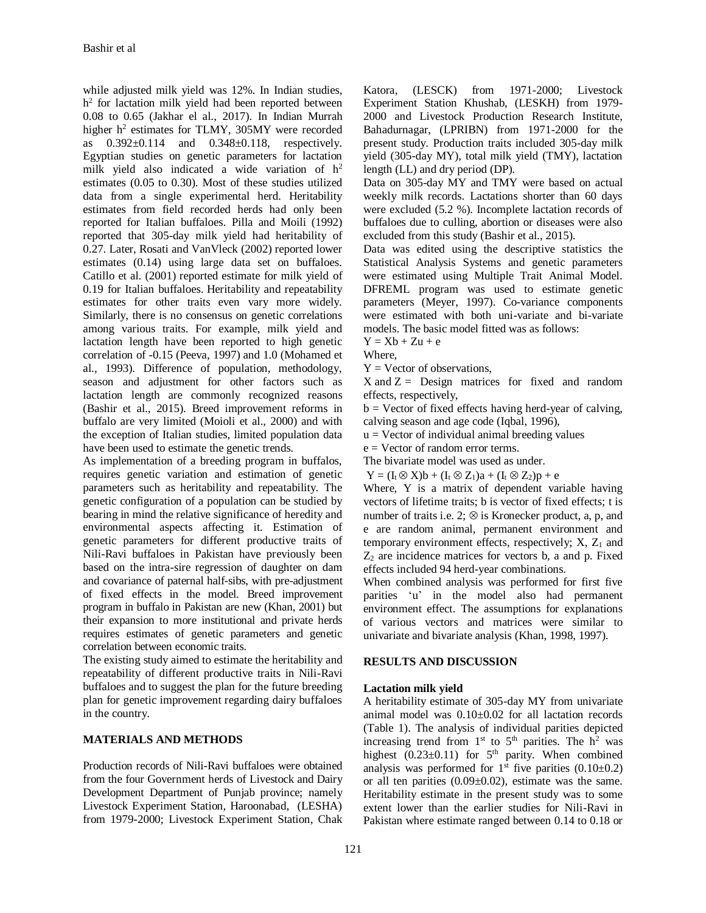while adjusted milk yield was 12%. In Indian studies, $h^2$ for lactation milk yield had been reported between 0.08 to 0.65 (Jakhar el al., 2017). In Indian Murrah higher $h^2$ estimates for TLMY, 305MY were recorded as 0.392±0.114 and 0.348±0.118, respectively. Egyptian studies on genetic parameters for lactation milk yield also indicated a wide variation of $h^2$ estimates (0.05 to 0.30). Most of these studies utilized data from a single experimental herd. Heritability estimates from field recorded herds had only been reported for Italian buffaloes. Pilla and Moili (1992) reported that 305-day milk yield had heritability of 0.27. Later, Rosati and VanVleck (2002) reported lower estimates (0.14) using large data set on buffaloes. Catillo et al. (2001) reported estimate for milk yield of 0.19 for Italian buffaloes. Heritability and repeatability estimates for other traits even vary more widely. Similarly, there is no consensus on genetic correlations among various traits. For example, milk yield and lactation length have been reported to high genetic correlation of -0.15 (Peeva, 1997) and 1.0 (Mohamed et al., 1993). Difference of population, methodology, season and adjustment for other factors such as lactation length are commonly recognized reasons (Bashir et al., 2015). Breed improvement reforms in buffalo are very limited (Moioli et al., 2000) and with the exception of Italian studies, limited population data have been used to estimate the genetic trends.

As implementation of a breeding program in buffalos, requires genetic variation and estimation of genetic parameters such as heritability and repeatability. The genetic configuration of a population can be studied by bearing in mind the relative significance of heredity and environmental aspects affecting it. Estimation of genetic parameters for different productive traits of Nili-Ravi buffaloes in Pakistan have previously been based on the intra-sire regression of daughter on dam and covariance of paternal half-sibs, with pre-adjustment of fixed effects in the model. Breed improvement program in buffalo in Pakistan are new (Khan, 2001) but their expansion to more institutional and private herds requires estimates of genetic parameters and genetic correlation between economic traits.

The existing study aimed to estimate the heritability and repeatability of different productive traits in Nili-Ravi buffaloes and to suggest the plan for the future breeding plan for genetic improvement regarding dairy buffaloes in the country.

## MATERIALS AND METHODS

Production records of Nili-Ravi buffaloes were obtained from the four Government herds of Livestock and Dairy Development Department of Punjab province; namely Livestock Experiment Station, Haroonabad, (LESHA) from 1979-2000; Livestock Experiment Station, Chak Katora, (LESCK) from 1971-2000; Livestock Experiment Station Khushab, (LESKH) from 1979-2000 and Livestock Production Research Institute, Bahadurnagar, (LPRIBN) from 1971-2000 for the present study. Production traits included 305-day milk yield (305-day MY), total milk yield (TMY), lactation length (LL) and dry period (DP).

Data on 305-day MY and TMY were based on actual weekly milk records. Lactations shorter than 60 days were excluded (5.2 %). Incomplete lactation records of buffaloes due to culling, abortion or diseases were also excluded from this study (Bashir et al., 2015).

Data was edited using the descriptive statistics the Statistical Analysis Systems and genetic parameters were estimated using Multiple Trait Animal Model. DFREML program was used to estimate genetic parameters (Meyer, 1997). Co-variance components were estimated with both uni-variate and bi-variate models. The basic model fitted was as follows:

$Y = Xb + Zu + e$

Where,

Y = Vector of observations,

X and Z = Design matrices for fixed and random effects, respectively,

b = Vector of fixed effects having herd-year of calving, calving season and age code (Iqbal, 1996),

u = Vector of individual animal breeding values

e = Vector of random error terms.

The bivariate model was used as under.

$Y = (I_t \otimes X)b + (I_t \otimes Z_1)a + (I_t \otimes Z_2)p + e$

Where, Y is a matrix of dependent variable having vectors of lifetime traits; b is vector of fixed effects; t is number of traits i.e. 2; ⊗ is Kronecker product, a, p, and e are random animal, permanent environment and temporary environment effects, respectively; X, $Z_1$ and $Z_2$ are incidence matrices for vectors b, a and p. Fixed effects included 94 herd-year combinations.

When combined analysis was performed for first five parities 'u' in the model also had permanent environment effect. The assumptions for explanations of various vectors and matrices were similar to univariate and bivariate analysis (Khan, 1998, 1997).

## RESULTS AND DISCUSSION

### Lactation milk yield

A heritability estimate of 305-day MY from univariate animal model was 0.10±0.02 for all lactation records (Table 1). The analysis of individual parities depicted increasing trend from 1st to 5th parities. The $h^2$ was highest (0.23±0.11) for 5th parity. When combined analysis was performed for 1st five parities (0.10±0.2) or all ten parities (0.09±0.02), estimate was the same. Heritability estimate in the present study was to some extent lower than the earlier studies for Nili-Ravi in Pakistan where estimate ranged between 0.14 to 0.18 or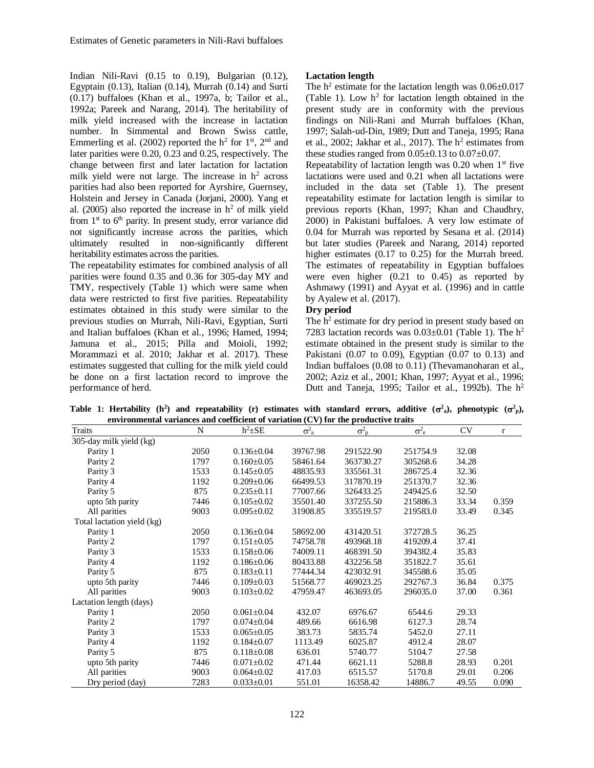Indian Nili-Ravi (0.15 to 0.19), Bulgarian (0.12), Egyptain (0.13), Italian (0.14), Murrah (0.14) and Surti (0.17) buffaloes (Khan et al., 1997a, b; Tailor et al., 1992a; Pareek and Narang, 2014). The heritability of milk yield increased with the increase in lactation number. In Simmental and Brown Swiss cattle, Emmerling et al. (2002) reported the $h^2$ for 1st, 2nd and later parities were 0.20, 0.23 and 0.25, respectively. The change between first and later lactation for lactation milk yield were not large. The increase in $h^2$ across parities had also been reported for Ayrshire, Guernsey, Holstein and Jersey in Canada (Jorjani, 2000). Yang et al. (2005) also reported the increase in $h^2$ of milk yield from 1st to 6th parity. In present study, error variance did not significantly increase across the parities, which ultimately resulted in non-significantly different heritability estimates across the parities.

The repeatability estimates for combined analysis of all parities were found 0.35 and 0.36 for 305-day MY and TMY, respectively (Table 1) which were same when data were restricted to first five parities. Repeatability estimates obtained in this study were similar to the previous studies on Murrah, Nili-Ravi, Egyptian, Surti and Italian buffaloes (Khan et al., 1996; Hamed, 1994; Jamuna et al., 2015; Pilla and Moioli, 1992; Morammazi et al. 2010; Jakhar et al. 2017). These estimates suggested that culling for the milk yield could be done on a first lactation record to improve the performance of herd.

**Lactation length**

The $h^2$ estimate for the lactation length was 0.06±0.017 (Table 1). Low $h^2$ for lactation length obtained in the present study are in conformity with the previous findings on Nili-Rani and Murrah buffaloes (Khan, 1997; Salah-ud-Din, 1989; Dutt and Taneja, 1995; Rana et al., 2002; Jakhar et al., 2017). The $h^2$ estimates from these studies ranged from 0.05±0.13 to 0.07±0.07.

Repeatability of lactation length was 0.20 when 1st five lactations were used and 0.21 when all lactations were included in the data set (Table 1). The present repeatability estimate for lactation length is similar to previous reports (Khan, 1997; Khan and Chaudhry, 2000) in Pakistani buffaloes. A very low estimate of 0.04 for Murrah was reported by Sesana et al. (2014) but later studies (Pareek and Narang, 2014) reported higher estimates (0.17 to 0.25) for the Murrah breed. The estimates of repeatability in Egyptian buffaloes were even higher (0.21 to 0.45) as reported by Ashmawy (1991) and Ayyat et al. (1996) and in cattle by Ayalew et al. (2017).

**Dry period**

The $h^2$ estimate for dry period in present study based on 7283 lactation records was 0.03±0.01 (Table 1). The $h^2$ estimate obtained in the present study is similar to the Pakistani (0.07 to 0.09), Egyptian (0.07 to 0.13) and Indian buffaloes (0.08 to 0.11) (Thevamanoharan et al., 2002; Aziz et al., 2001; Khan, 1997; Ayyat et al., 1996; Dutt and Taneja, 1995; Tailor et al., 1992b). The $h^2$

**Table 1: Hertability ($h^2$) and repeatability (r) estimates with standard errors, additive ($\sigma^2_a$), phenotypic ($\sigma^2_p$), environmental variances and coefficient of variation (CV) for the productive traits**

| Traits | N | $h^2$±SE | $\sigma^2_a$ | $\sigma^2_p$ | $\sigma^2_e$ | CV | r |
|---|---|---|---|---|---|---|---|
| 305-day milk yield (kg) | | | | | | | |
| Parity 1 | 2050 | 0.136±0.04 | 39767.98 | 291522.90 | 251754.9 | 32.08 | |
| Parity 2 | 1797 | 0.160±0.05 | 58461.64 | 363730.27 | 305268.6 | 34.28 | |
| Parity 3 | 1533 | 0.145±0.05 | 48835.93 | 335561.31 | 286725.4 | 32.36 | |
| Parity 4 | 1192 | 0.209±0.06 | 66499.53 | 317870.19 | 251370.7 | 32.36 | |
| Parity 5 | 875 | 0.235±0.11 | 77007.66 | 326433.25 | 249425.6 | 32.50 | |
| upto 5th parity | 7446 | 0.105±0.02 | 35501.40 | 337255.50 | 215886.3 | 33.34 | 0.359 |
| All parities | 9003 | 0.095±0.02 | 31908.85 | 335519.57 | 219583.0 | 33.49 | 0.345 |
| Total lactation yield (kg) | | | | | | | |
| Parity 1 | 2050 | 0.136±0.04 | 58692.00 | 431420.51 | 372728.5 | 36.25 | |
| Parity 2 | 1797 | 0.151±0.05 | 74758.78 | 493968.18 | 419209.4 | 37.41 | |
| Parity 3 | 1533 | 0.158±0.06 | 74009.11 | 468391.50 | 394382.4 | 35.83 | |
| Parity 4 | 1192 | 0.186±0.06 | 80433.88 | 432256.58 | 351822.7 | 35.61 | |
| Parity 5 | 875 | 0.183±0.11 | 77444.34 | 423032.91 | 345588.6 | 35.05 | |
| upto 5th parity | 7446 | 0.109±0.03 | 51568.77 | 469023.25 | 292767.3 | 36.84 | 0.375 |
| All parities | 9003 | 0.103±0.02 | 47959.47 | 463693.05 | 296035.0 | 37.00 | 0.361 |
| Lactation length (days) | | | | | | | |
| Parity 1 | 2050 | 0.061±0.04 | 432.07 | 6976.67 | 6544.6 | 29.33 | |
| Parity 2 | 1797 | 0.074±0.04 | 489.66 | 6616.98 | 6127.3 | 28.74 | |
| Parity 3 | 1533 | 0.065±0.05 | 383.73 | 5835.74 | 5452.0 | 27.11 | |
| Parity 4 | 1192 | 0.184±0.07 | 1113.49 | 6025.87 | 4912.4 | 28.07 | |
| Parity 5 | 875 | 0.118±0.08 | 636.01 | 5740.77 | 5104.7 | 27.58 | |
| upto 5th parity | 7446 | 0.071±0.02 | 471.44 | 6621.11 | 5288.8 | 28.93 | 0.201 |
| All parities | 9003 | 0.064±0.02 | 417.03 | 6515.57 | 5170.8 | 29.01 | 0.206 |
| Dry period (day) | 7283 | 0.033±0.01 | 551.01 | 16358.42 | 14886.7 | 49.55 | 0.090 |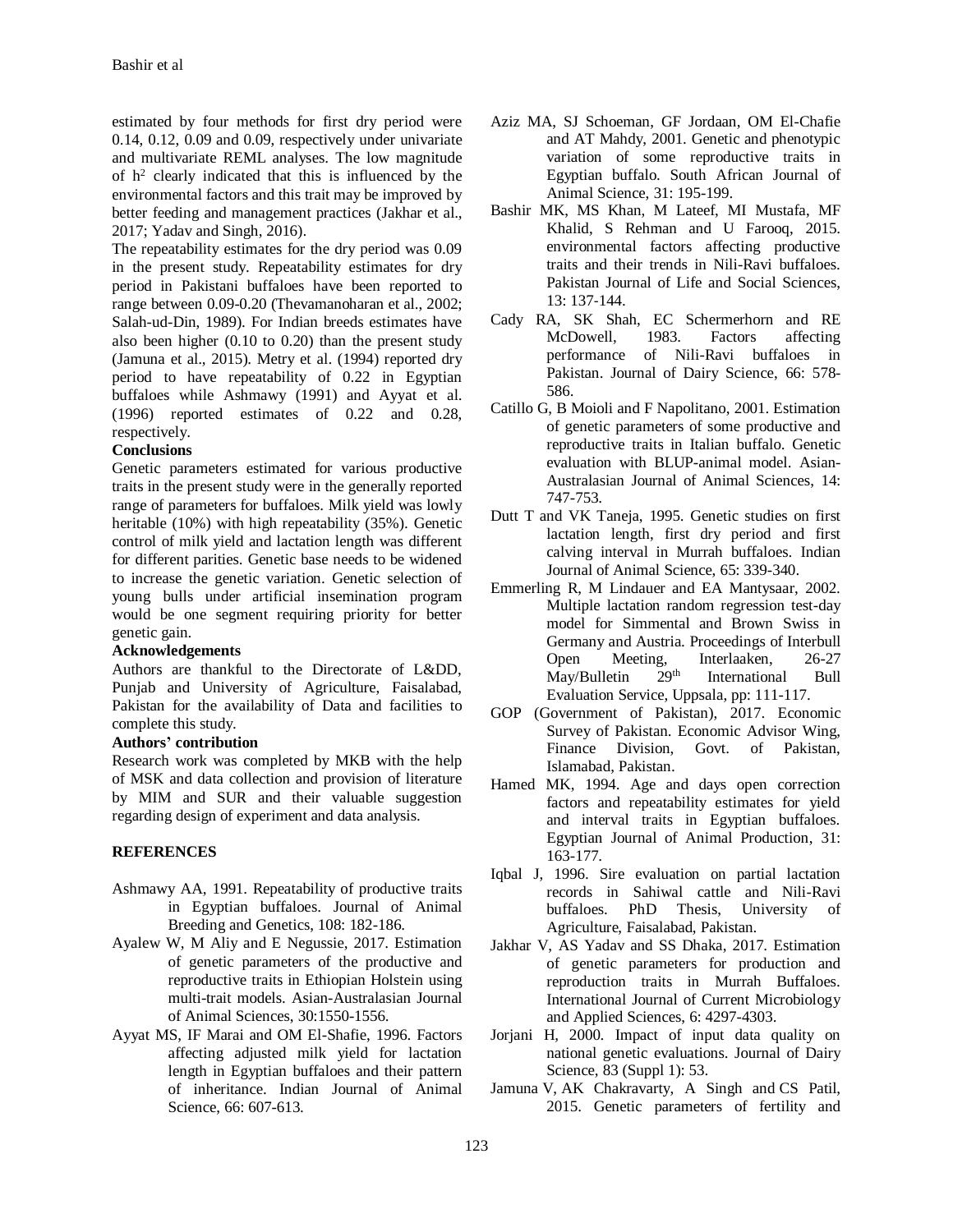estimated by four methods for first dry period were 0.14, 0.12, 0.09 and 0.09, respectively under univariate and multivariate REML analyses. The low magnitude of $h^2$ clearly indicated that this is influenced by the environmental factors and this trait may be improved by better feeding and management practices (Jakhar et al., 2017; Yadav and Singh, 2016).

The repeatability estimates for the dry period was 0.09 in the present study. Repeatability estimates for dry period in Pakistani buffaloes have been reported to range between 0.09-0.20 (Thevamanoharan et al., 2002; Salah-ud-Din, 1989). For Indian breeds estimates have also been higher (0.10 to 0.20) than the present study (Jamuna et al., 2015). Metry et al. (1994) reported dry period to have repeatability of 0.22 in Egyptian buffaloes while Ashmawy (1991) and Ayyat et al. (1996) reported estimates of 0.22 and 0.28, respectively.

## Conclusions

Genetic parameters estimated for various productive traits in the present study were in the generally reported range of parameters for buffaloes. Milk yield was lowly heritable (10%) with high repeatability (35%). Genetic control of milk yield and lactation length was different for different parities. Genetic base needs to be widened to increase the genetic variation. Genetic selection of young bulls under artificial insemination program would be one segment requiring priority for better genetic gain.

## Acknowledgements

Authors are thankful to the Directorate of L&DD, Punjab and University of Agriculture, Faisalabad, Pakistan for the availability of Data and facilities to complete this study.

## Authors' contribution

Research work was completed by MKB with the help of MSK and data collection and provision of literature by MIM and SUR and their valuable suggestion regarding design of experiment and data analysis.

## REFERENCES

Ashmawy AA, 1991. Repeatability of productive traits in Egyptian buffaloes. Journal of Animal Breeding and Genetics, 108: 182-186.

Ayalew W, M Aliy and E Negussie, 2017. Estimation of genetic parameters of the productive and reproductive traits in Ethiopian Holstein using multi-trait models. Asian-Australasian Journal of Animal Sciences, 30:1550-1556.

Ayyat MS, IF Marai and OM El-Shafie, 1996. Factors affecting adjusted milk yield for lactation length in Egyptian buffaloes and their pattern of inheritance. Indian Journal of Animal Science, 66: 607-613.

Aziz MA, SJ Schoeman, GF Jordaan, OM El-Chafie and AT Mahdy, 2001. Genetic and phenotypic variation of some reproductive traits in Egyptian buffalo. South African Journal of Animal Science, 31: 195-199.

Bashir MK, MS Khan, M Lateef, MI Mustafa, MF Khalid, S Rehman and U Farooq, 2015. environmental factors affecting productive traits and their trends in Nili-Ravi buffaloes. Pakistan Journal of Life and Social Sciences, 13: 137-144.

Cady RA, SK Shah, EC Schermerhorn and RE McDowell, 1983. Factors affecting performance of Nili-Ravi buffaloes in Pakistan. Journal of Dairy Science, 66: 578-586.

Catillo G, B Moioli and F Napolitano, 2001. Estimation of genetic parameters of some productive and reproductive traits in Italian buffalo. Genetic evaluation with BLUP-animal model. Asian-Australasian Journal of Animal Sciences, 14: 747-753.

Dutt T and VK Taneja, 1995. Genetic studies on first lactation length, first dry period and first calving interval in Murrah buffaloes. Indian Journal of Animal Science, 65: 339-340.

Emmerling R, M Lindauer and EA Mantysaar, 2002. Multiple lactation random regression test-day model for Simmental and Brown Swiss in Germany and Austria. Proceedings of Interbull Open Meeting, Interlaaken, 26-27 May/Bulletin 29th International Bull Evaluation Service, Uppsala, pp: 111-117.

GOP (Government of Pakistan), 2017. Economic Survey of Pakistan. Economic Advisor Wing, Finance Division, Govt. of Pakistan, Islamabad, Pakistan.

Hamed MK, 1994. Age and days open correction factors and repeatability estimates for yield and interval traits in Egyptian buffaloes. Egyptian Journal of Animal Production, 31: 163-177.

Iqbal J, 1996. Sire evaluation on partial lactation records in Sahiwal cattle and Nili-Ravi buffaloes. PhD Thesis, University of Agriculture, Faisalabad, Pakistan.

Jakhar V, AS Yadav and SS Dhaka, 2017. Estimation of genetic parameters for production and reproduction traits in Murrah Buffaloes. International Journal of Current Microbiology and Applied Sciences, 6: 4297-4303.

Jorjani H, 2000. Impact of input data quality on national genetic evaluations. Journal of Dairy Science, 83 (Suppl 1): 53.

Jamuna V, AK Chakravarty, A Singh and CS Patil, 2015. Genetic parameters of fertility and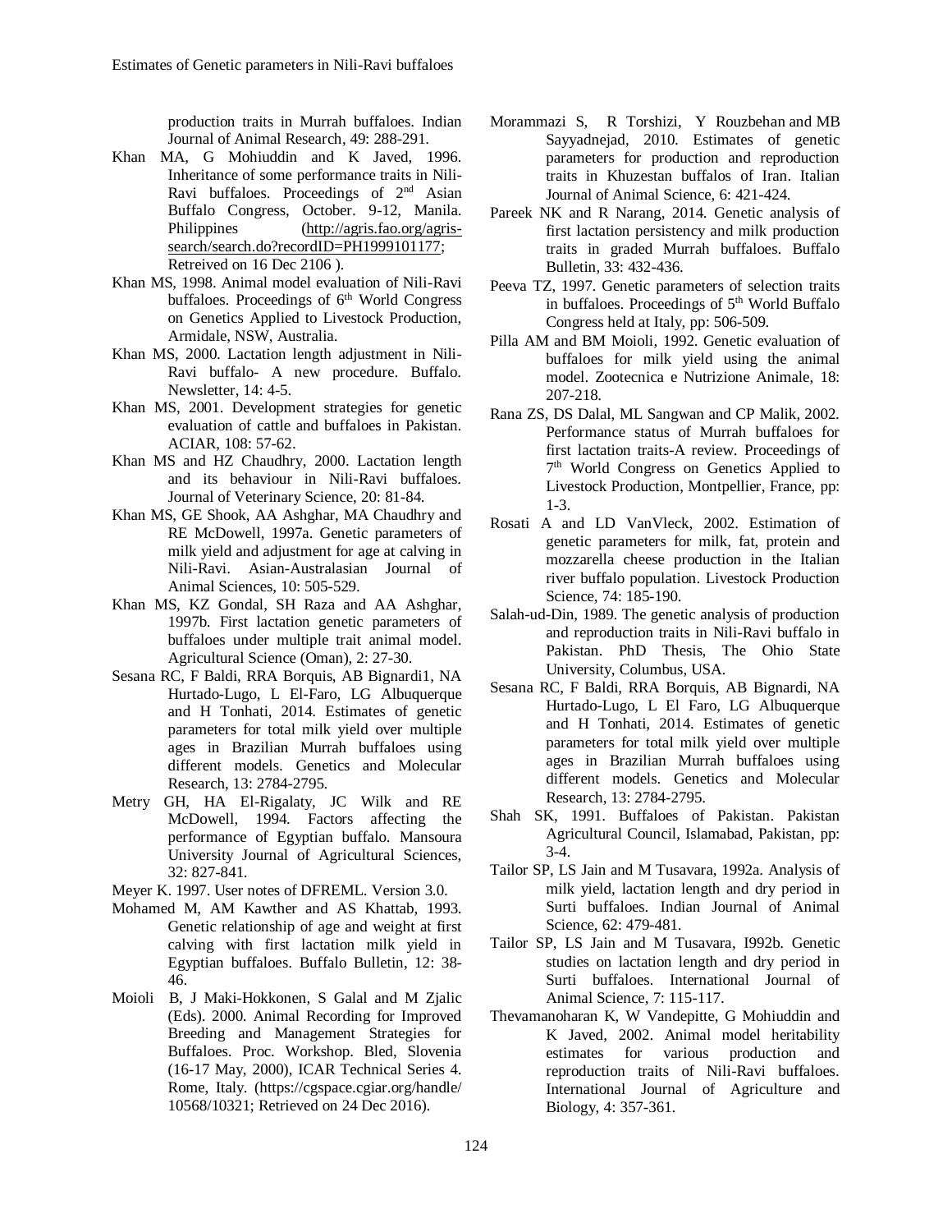production traits in Murrah buffaloes. Indian Journal of Animal Research, 49: 288-291.

Khan MA, G Mohiuddin and K Javed, 1996. Inheritance of some performance traits in Nili-Ravi buffaloes. Proceedings of 2[nd] Asian Buffalo Congress, October. 9-12, Manila. Philippines (http://agris.fao.org/agris-search/search.do?recordID=PH1999101177; Retreived on 16 Dec 2106 ).

Khan MS, 1998. Animal model evaluation of Nili-Ravi buffaloes. Proceedings of 6[th] World Congress on Genetics Applied to Livestock Production, Armidale, NSW, Australia.

Khan MS, 2000. Lactation length adjustment in Nili-Ravi buffalo- A new procedure. Buffalo. Newsletter, 14: 4-5.

Khan MS, 2001. Development strategies for genetic evaluation of cattle and buffaloes in Pakistan. ACIAR, 108: 57-62.

Khan MS and HZ Chaudhry, 2000. Lactation length and its behaviour in Nili-Ravi buffaloes. Journal of Veterinary Science, 20: 81-84.

Khan MS, GE Shook, AA Ashghar, MA Chaudhry and RE McDowell, 1997a. Genetic parameters of milk yield and adjustment for age at calving in Nili-Ravi. Asian-Australasian Journal of Animal Sciences, 10: 505-529.

Khan MS, KZ Gondal, SH Raza and AA Ashghar, 1997b. First lactation genetic parameters of buffaloes under multiple trait animal model. Agricultural Science (Oman), 2: 27-30.

Sesana RC, F Baldi, RRA Borquis, AB Bignardi1, NA Hurtado-Lugo, L El-Faro, LG Albuquerque and H Tonhati, 2014. Estimates of genetic parameters for total milk yield over multiple ages in Brazilian Murrah buffaloes using different models. Genetics and Molecular Research, 13: 2784-2795.

Metry GH, HA El-Rigalaty, JC Wilk and RE McDowell, 1994. Factors affecting the performance of Egyptian buffalo. Mansoura University Journal of Agricultural Sciences, 32: 827-841.

Meyer K. 1997. User notes of DFREML. Version 3.0.

Mohamed M, AM Kawther and AS Khattab, 1993. Genetic relationship of age and weight at first calving with first lactation milk yield in Egyptian buffaloes. Buffalo Bulletin, 12: 38-46.

Moioli B, J Maki-Hokkonen, S Galal and M Zjalic (Eds). 2000. Animal Recording for Improved Breeding and Management Strategies for Buffaloes. Proc. Workshop. Bled, Slovenia (16-17 May, 2000), ICAR Technical Series 4. Rome, Italy. (https://cgspace.cgiar.org/handle/10568/10321; Retrieved on 24 Dec 2016).

Morammazi S, R Torshizi, Y Rouzbehan and MB Sayyadnejad, 2010. Estimates of genetic parameters for production and reproduction traits in Khuzestan buffalos of Iran. Italian Journal of Animal Science, 6: 421-424.

Pareek NK and R Narang, 2014. Genetic analysis of first lactation persistency and milk production traits in graded Murrah buffaloes. Buffalo Bulletin, 33: 432-436.

Peeva TZ, 1997. Genetic parameters of selection traits in buffaloes. Proceedings of 5[th] World Buffalo Congress held at Italy, pp: 506-509.

Pilla AM and BM Moioli, 1992. Genetic evaluation of buffaloes for milk yield using the animal model. Zootecnica e Nutrizione Animale, 18: 207-218.

Rana ZS, DS Dalal, ML Sangwan and CP Malik, 2002. Performance status of Murrah buffaloes for first lactation traits-A review. Proceedings of 7[th] World Congress on Genetics Applied to Livestock Production, Montpellier, France, pp: 1-3.

Rosati A and LD VanVleck, 2002. Estimation of genetic parameters for milk, fat, protein and mozzarella cheese production in the Italian river buffalo population. Livestock Production Science, 74: 185-190.

Salah-ud-Din, 1989. The genetic analysis of production and reproduction traits in Nili-Ravi buffalo in Pakistan. PhD Thesis, The Ohio State University, Columbus, USA.

Sesana RC, F Baldi, RRA Borquis, AB Bignardi, NA Hurtado-Lugo, L El Faro, LG Albuquerque and H Tonhati, 2014. Estimates of genetic parameters for total milk yield over multiple ages in Brazilian Murrah buffaloes using different models. Genetics and Molecular Research, 13: 2784-2795.

Shah SK, 1991. Buffaloes of Pakistan. Pakistan Agricultural Council, Islamabad, Pakistan, pp: 3-4.

Tailor SP, LS Jain and M Tusavara, 1992a. Analysis of milk yield, lactation length and dry period in Surti buffaloes. Indian Journal of Animal Science, 62: 479-481.

Tailor SP, LS Jain and M Tusavara, I992b. Genetic studies on lactation length and dry period in Surti buffaloes. International Journal of Animal Science, 7: 115-117.

Thevamanoharan K, W Vandepitte, G Mohiuddin and K Javed, 2002. Animal model heritability estimates for various production and reproduction traits of Nili-Ravi buffaloes. International Journal of Agriculture and Biology, 4: 357-361.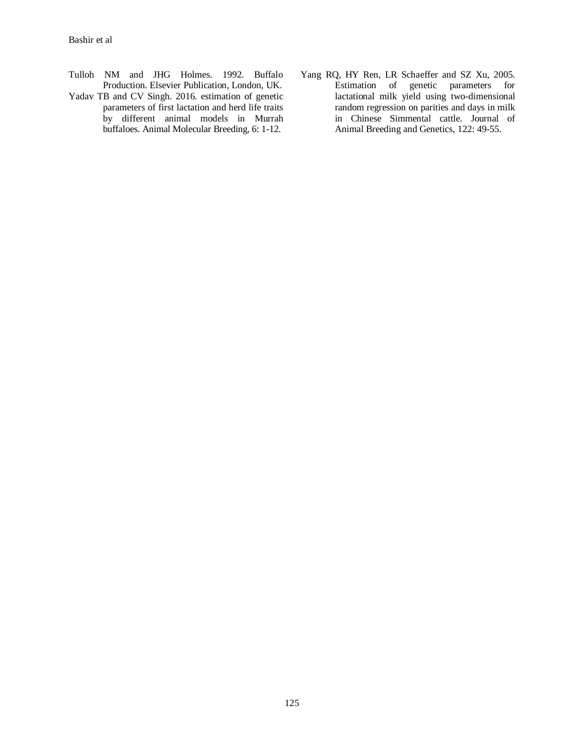Tulloh NM and JHG Holmes. 1992. Buffalo Production. Elsevier Publication, London, UK.

Yadav TB and CV Singh. 2016. estimation of genetic parameters of first lactation and herd life traits by different animal models in Murrah buffaloes. Animal Molecular Breeding, 6: 1-12.

Yang RQ, HY Ren, LR Schaeffer and SZ Xu, 2005. Estimation of genetic parameters for lactational milk yield using two-dimensional random regression on parities and days in milk in Chinese Simmental cattle. Journal of Animal Breeding and Genetics, 122: 49-55.